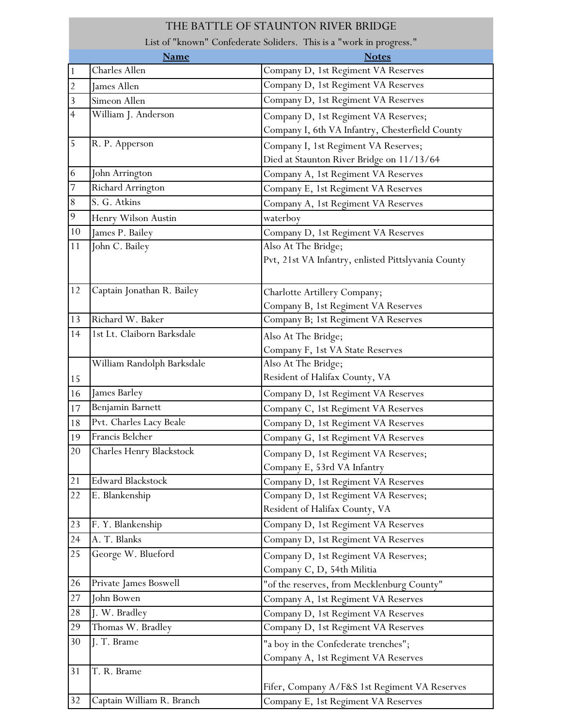# THE BATTLE OF STAUNTON RIVER BRIDGE

List of "known" Confederate Soliders. This is a "work in progress."

| | Name | Notes |
|---|---|---|
| 1 | Charles Allen | Company D, 1st Regiment VA Reserves |
| 2 | James Allen | Company D, 1st Regiment VA Reserves |
| 3 | Simeon Allen | Company D, 1st Regiment VA Reserves |
| 4 | William J. Anderson | Company D, 1st Regiment VA Reserves; Company I, 6th VA Infantry, Chesterfield County |
| 5 | R. P. Apperson | Company I, 1st Regiment VA Reserves; Died at Staunton River Bridge on 11/13/64 |
| 6 | John Arrington | Company A, 1st Regiment VA Reserves |
| 7 | Richard Arrington | Company E, 1st Regiment VA Reserves |
| 8 | S. G. Atkins | Company A, 1st Regiment VA Reserves |
| 9 | Henry Wilson Austin | waterboy |
| 10 | James P. Bailey | Company D, 1st Regiment VA Reserves |
| 11 | John C. Bailey | Also At The Bridge; Pvt, 21st VA Infantry, enlisted Pittslyvania County |
| 12 | Captain Jonathan R. Bailey | Charlotte Artillery Company; Company B, 1st Regiment VA Reserves |
| 13 | Richard W. Baker | Company B; 1st Regiment VA Reserves |
| 14 | 1st Lt. Claiborn Barksdale | Also At The Bridge; Company F, 1st VA State Reserves |
| 15 | William Randolph Barksdale | Also At The Bridge; Resident of Halifax County, VA |
| 16 | James Barley | Company D, 1st Regiment VA Reserves |
| 17 | Benjamin Barnett | Company C, 1st Regiment VA Reserves |
| 18 | Pvt. Charles Lacy Beale | Company D, 1st Regiment VA Reserves |
| 19 | Francis Belcher | Company G, 1st Regiment VA Reserves |
| 20 | Charles Henry Blackstock | Company D, 1st Regiment VA Reserves; Company E, 53rd VA Infantry |
| 21 | Edward Blackstock | Company D, 1st Regiment VA Reserves |
| 22 | E. Blankenship | Company D, 1st Regiment VA Reserves; Resident of Halifax County, VA |
| 23 | F. Y. Blankenship | Company D, 1st Regiment VA Reserves |
| 24 | A. T. Blanks | Company D, 1st Regiment VA Reserves |
| 25 | George W. Blueford | Company D, 1st Regiment VA Reserves; Company C, D, 54th Militia |
| 26 | Private James Boswell | "of the reserves, from Mecklenburg County" |
| 27 | John Bowen | Company A, 1st Regiment VA Reserves |
| 28 | J. W. Bradley | Company D, 1st Regiment VA Reserves |
| 29 | Thomas W. Bradley | Company D, 1st Regiment VA Reserves |
| 30 | J. T. Brame | "a boy in the Confederate trenches"; Company A, 1st Regiment VA Reserves |
| 31 | T. R. Brame | Fifer, Company A/F&S 1st Regiment VA Reserves |
| 32 | Captain William R. Branch | Company E, 1st Regiment VA Reserves |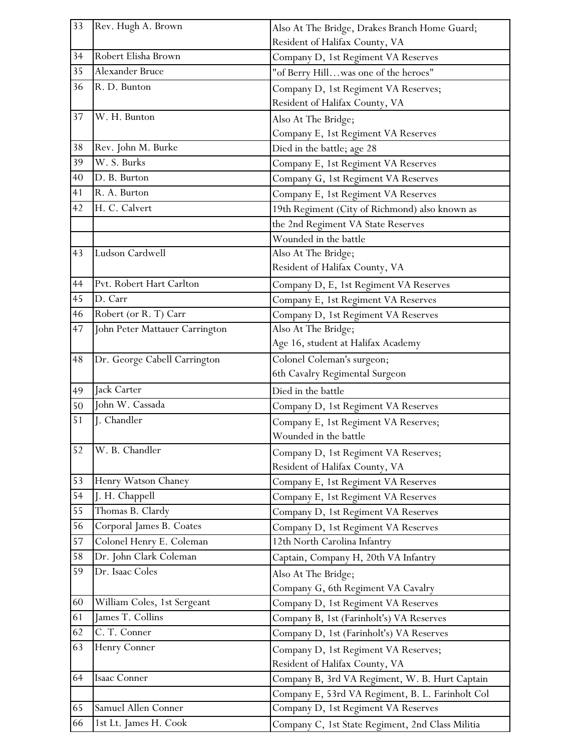| 33 | Rev. Hugh A. Brown | Also At The Bridge, Drakes Branch Home Guard; Resident of Halifax County, VA |
|---|---|---|
| 34 | Robert Elisha Brown | Company D, 1st Regiment VA Reserves |
| 35 | Alexander Bruce | "of Berry Hill…was one of the heroes" |
| 36 | R. D. Bunton | Company D, 1st Regiment VA Reserves; Resident of Halifax County, VA |
| 37 | W. H. Bunton | Also At The Bridge; Company E, 1st Regiment VA Reserves |
| 38 | Rev. John M. Burke | Died in the battle; age 28 |
| 39 | W. S. Burks | Company E, 1st Regiment VA Reserves |
| 40 | D. B. Burton | Company G, 1st Regiment VA Reserves |
| 41 | R. A. Burton | Company E, 1st Regiment VA Reserves |
| 42 | H. C. Calvert | 19th Regiment (City of Richmond) also known as |
| | | the 2nd Regiment VA State Reserves |
| | | Wounded in the battle |
| 43 | Ludson Cardwell | Also At The Bridge; Resident of Halifax County, VA |
| 44 | Pvt. Robert Hart Carlton | Company D, E, 1st Regiment VA Reserves |
| 45 | D. Carr | Company E, 1st Regiment VA Reserves |
| 46 | Robert (or R. T) Carr | Company D, 1st Regiment VA Reserves |
| 47 | John Peter Mattauer Carrington | Also At The Bridge; Age 16, student at Halifax Academy |
| 48 | Dr. George Cabell Carrington | Colonel Coleman's surgeon; 6th Cavalry Regimental Surgeon |
| 49 | Jack Carter | Died in the battle |
| 50 | John W. Cassada | Company D, 1st Regiment VA Reserves |
| 51 | J. Chandler | Company E, 1st Regiment VA Reserves; Wounded in the battle |
| 52 | W. B. Chandler | Company D, 1st Regiment VA Reserves; Resident of Halifax County, VA |
| 53 | Henry Watson Chaney | Company E, 1st Regiment VA Reserves |
| 54 | J. H. Chappell | Company E, 1st Regiment VA Reserves |
| 55 | Thomas B. Clardy | Company D, 1st Regiment VA Reserves |
| 56 | Corporal James B. Coates | Company D, 1st Regiment VA Reserves |
| 57 | Colonel Henry E. Coleman | 12th North Carolina Infantry |
| 58 | Dr. John Clark Coleman | Captain, Company H, 20th VA Infantry |
| 59 | Dr. Isaac Coles | Also At The Bridge; Company G, 6th Regiment VA Cavalry |
| 60 | William Coles, 1st Sergeant | Company D, 1st Regiment VA Reserves |
| 61 | James T. Collins | Company B, 1st (Farinholt's) VA Reserves |
| 62 | C. T. Conner | Company D, 1st (Farinholt's) VA Reserves |
| 63 | Henry Conner | Company D, 1st Regiment VA Reserves; Resident of Halifax County, VA |
| 64 | Isaac Conner | Company B, 3rd VA Regiment, W. B. Hurt Captain |
| | | Company E, 53rd VA Regiment, B. L. Farinholt Col |
| 65 | Samuel Allen Conner | Company D, 1st Regiment VA Reserves |
| 66 | 1st Lt. James H. Cook | Company C, 1st State Regiment, 2nd Class Militia |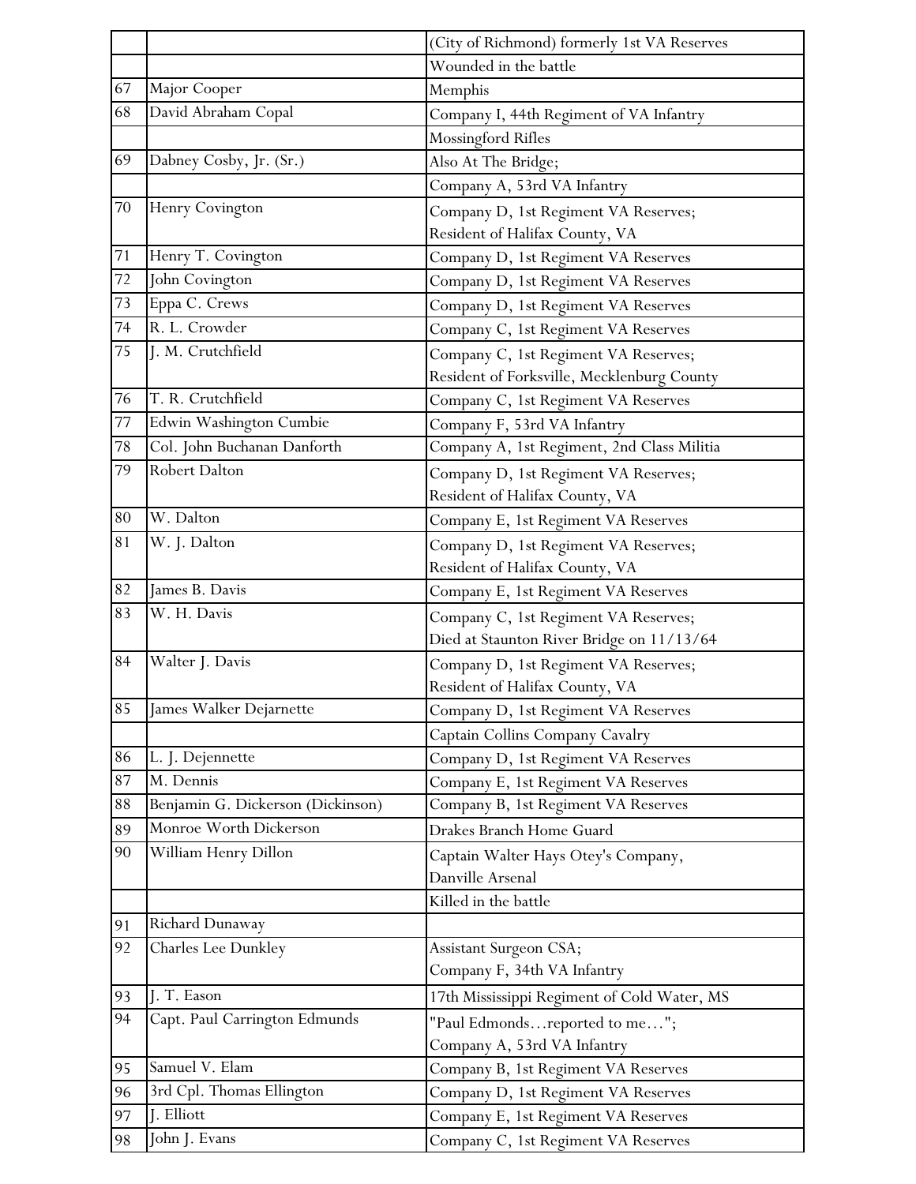| | | |
|---|---|---|
| | | (City of Richmond) formerly 1st VA Reserves |
| | | Wounded in the battle |
| 67 | Major Cooper | Memphis |
| 68 | David Abraham Copal | Company I, 44th Regiment of VA Infantry |
| | | Mossingford Rifles |
| 69 | Dabney Cosby, Jr. (Sr.) | Also At The Bridge; |
| | | Company A, 53rd VA Infantry |
| 70 | Henry Covington | Company D, 1st Regiment VA Reserves; Resident of Halifax County, VA |
| 71 | Henry T. Covington | Company D, 1st Regiment VA Reserves |
| 72 | John Covington | Company D, 1st Regiment VA Reserves |
| 73 | Eppa C. Crews | Company D, 1st Regiment VA Reserves |
| 74 | R. L. Crowder | Company C, 1st Regiment VA Reserves |
| 75 | J. M. Crutchfield | Company C, 1st Regiment VA Reserves; Resident of Forksville, Mecklenburg County |
| 76 | T. R. Crutchfield | Company C, 1st Regiment VA Reserves |
| 77 | Edwin Washington Cumbie | Company F, 53rd VA Infantry |
| 78 | Col. John Buchanan Danforth | Company A, 1st Regiment, 2nd Class Militia |
| 79 | Robert Dalton | Company D, 1st Regiment VA Reserves; Resident of Halifax County, VA |
| 80 | W. Dalton | Company E, 1st Regiment VA Reserves |
| 81 | W. J. Dalton | Company D, 1st Regiment VA Reserves; Resident of Halifax County, VA |
| 82 | James B. Davis | Company E, 1st Regiment VA Reserves |
| 83 | W. H. Davis | Company C, 1st Regiment VA Reserves; Died at Staunton River Bridge on 11/13/64 |
| 84 | Walter J. Davis | Company D, 1st Regiment VA Reserves; Resident of Halifax County, VA |
| 85 | James Walker Dejarnette | Company D, 1st Regiment VA Reserves |
| | | Captain Collins Company Cavalry |
| 86 | L. J. Dejennette | Company D, 1st Regiment VA Reserves |
| 87 | M. Dennis | Company E, 1st Regiment VA Reserves |
| 88 | Benjamin G. Dickerson (Dickinson) | Company B, 1st Regiment VA Reserves |
| 89 | Monroe Worth Dickerson | Drakes Branch Home Guard |
| 90 | William Henry Dillon | Captain Walter Hays Otey's Company, Danville Arsenal |
| | | Killed in the battle |
| 91 | Richard Dunaway | |
| 92 | Charles Lee Dunkley | Assistant Surgeon CSA; Company F, 34th VA Infantry |
| 93 | J. T. Eason | 17th Mississippi Regiment of Cold Water, MS |
| 94 | Capt. Paul Carrington Edmunds | "Paul Edmonds…reported to me…"; Company A, 53rd VA Infantry |
| 95 | Samuel V. Elam | Company B, 1st Regiment VA Reserves |
| 96 | 3rd Cpl. Thomas Ellington | Company D, 1st Regiment VA Reserves |
| 97 | J. Elliott | Company E, 1st Regiment VA Reserves |
| 98 | John J. Evans | Company C, 1st Regiment VA Reserves |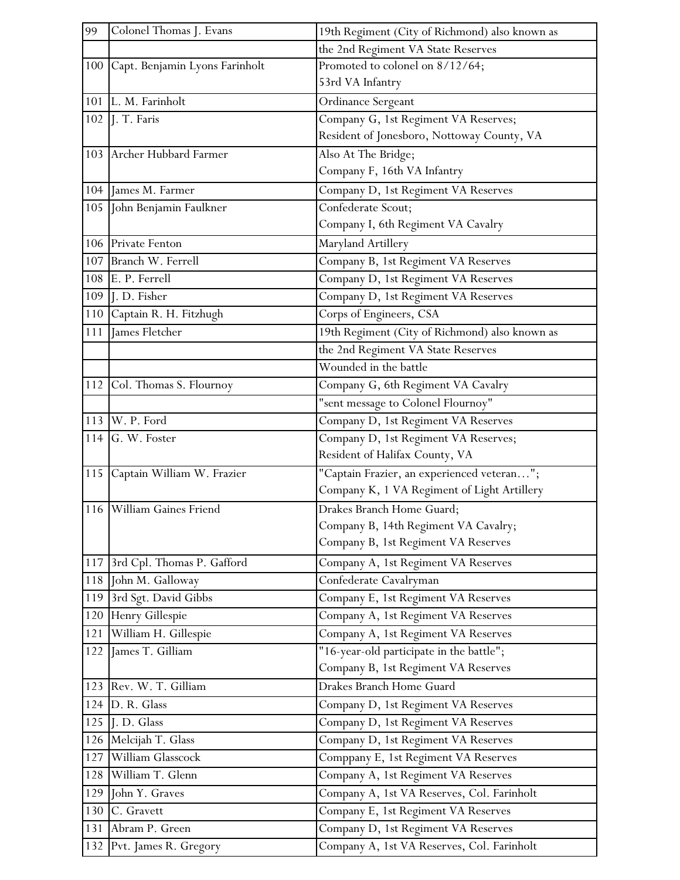| | | |
|---|---|---|
| 99 | Colonel Thomas J. Evans | 19th Regiment (City of Richmond) also known as |
| | | the 2nd Regiment VA State Reserves |
| 100 | Capt. Benjamin Lyons Farinholt | Promoted to colonel on 8/12/64;<br>53rd VA Infantry |
| 101 | L. M. Farinholt | Ordinance Sergeant |
| 102 | J. T. Faris | Company G, 1st Regiment VA Reserves;<br>Resident of Jonesboro, Nottoway County, VA |
| 103 | Archer Hubbard Farmer | Also At The Bridge;<br>Company F, 16th VA Infantry |
| 104 | James M. Farmer | Company D, 1st Regiment VA Reserves |
| 105 | John Benjamin Faulkner | Confederate Scout;<br>Company I, 6th Regiment VA Cavalry |
| 106 | Private Fenton | Maryland Artillery |
| 107 | Branch W. Ferrell | Company B, 1st Regiment VA Reserves |
| 108 | E. P. Ferrell | Company D, 1st Regiment VA Reserves |
| 109 | J. D. Fisher | Company D, 1st Regiment VA Reserves |
| 110 | Captain R. H. Fitzhugh | Corps of Engineers, CSA |
| 111 | James Fletcher | 19th Regiment (City of Richmond) also known as |
| | | the 2nd Regiment VA State Reserves |
| | | Wounded in the battle |
| 112 | Col. Thomas S. Flournoy | Company G, 6th Regiment VA Cavalry |
| | | "sent message to Colonel Flournoy" |
| 113 | W. P. Ford | Company D, 1st Regiment VA Reserves |
| 114 | G. W. Foster | Company D, 1st Regiment VA Reserves;<br>Resident of Halifax County, VA |
| 115 | Captain William W. Frazier | "Captain Frazier, an experienced veteran…";<br>Company K, 1 VA Regiment of Light Artillery |
| 116 | William Gaines Friend | Drakes Branch Home Guard;<br>Company B, 14th Regiment VA Cavalry;<br>Company B, 1st Regiment VA Reserves |
| 117 | 3rd Cpl. Thomas P. Gafford | Company A, 1st Regiment VA Reserves |
| 118 | John M. Galloway | Confederate Cavalryman |
| 119 | 3rd Sgt. David Gibbs | Company E, 1st Regiment VA Reserves |
| 120 | Henry Gillespie | Company A, 1st Regiment VA Reserves |
| 121 | William H. Gillespie | Company A, 1st Regiment VA Reserves |
| 122 | James T. Gilliam | "16-year-old participate in the battle";<br>Company B, 1st Regiment VA Reserves |
| 123 | Rev. W. T. Gilliam | Drakes Branch Home Guard |
| 124 | D. R. Glass | Company D, 1st Regiment VA Reserves |
| 125 | J. D. Glass | Company D, 1st Regiment VA Reserves |
| 126 | Melcijah T. Glass | Company D, 1st Regiment VA Reserves |
| 127 | William Glasscock | Comppany E, 1st Regiment VA Reserves |
| 128 | William T. Glenn | Company A, 1st Regiment VA Reserves |
| 129 | John Y. Graves | Company A, 1st VA Reserves, Col. Farinholt |
| 130 | C. Gravett | Company E, 1st Regiment VA Reserves |
| 131 | Abram P. Green | Company D, 1st Regiment VA Reserves |
| 132 | Pvt. James R. Gregory | Company A, 1st VA Reserves, Col. Farinholt |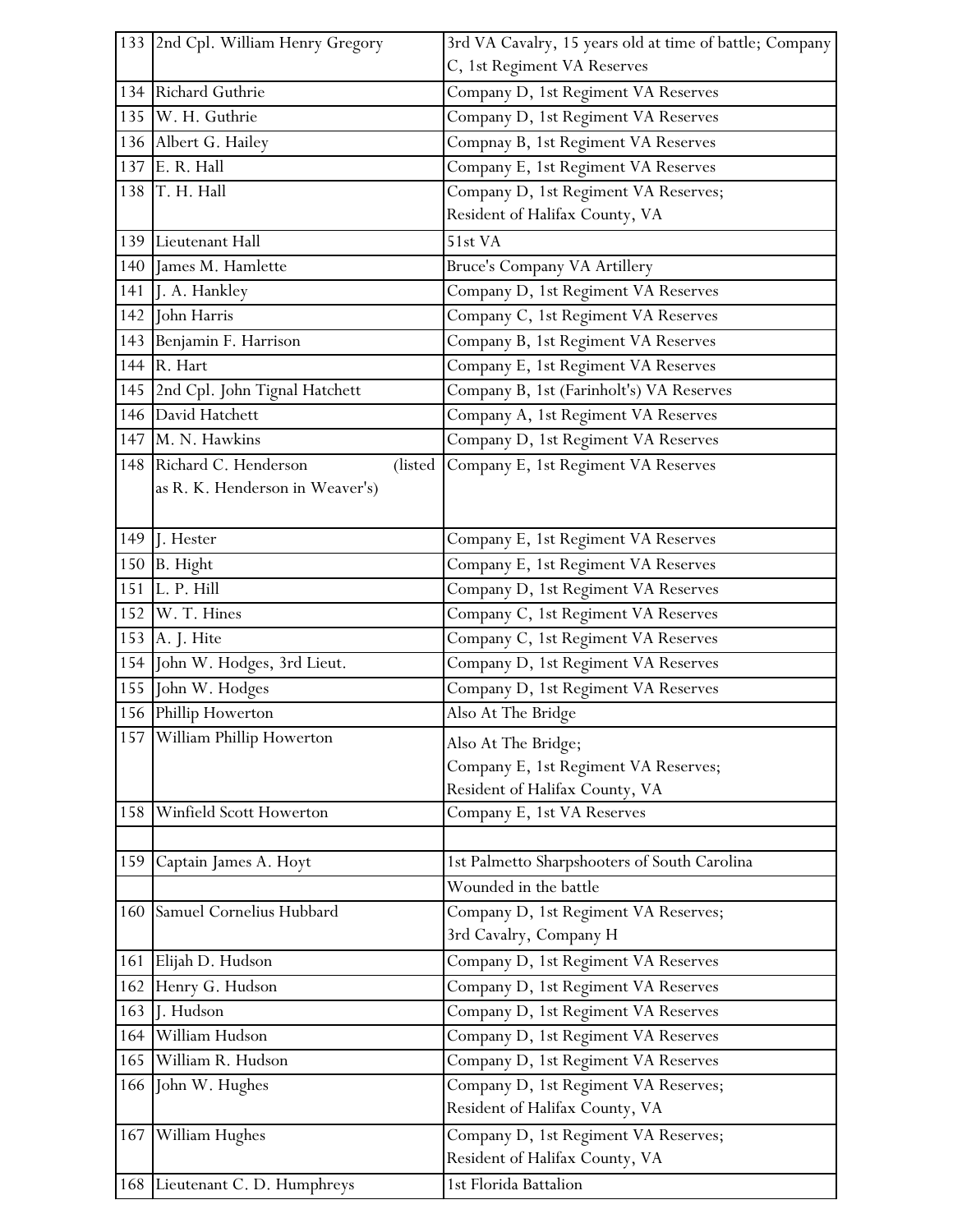| | | |
|---|---|---|
| 133 | 2nd Cpl. William Henry Gregory | 3rd VA Cavalry, 15 years old at time of battle; Company C, 1st Regiment VA Reserves |
| 134 | Richard Guthrie | Company D, 1st Regiment VA Reserves |
| 135 | W. H. Guthrie | Company D, 1st Regiment VA Reserves |
| 136 | Albert G. Hailey | Compnay B, 1st Regiment VA Reserves |
| 137 | E. R. Hall | Company E, 1st Regiment VA Reserves |
| 138 | T. H. Hall | Company D, 1st Regiment VA Reserves; Resident of Halifax County, VA |
| 139 | Lieutenant Hall | 51st VA |
| 140 | James M. Hamlette | Bruce's Company VA Artillery |
| 141 | J. A. Hankley | Company D, 1st Regiment VA Reserves |
| 142 | John Harris | Company C, 1st Regiment VA Reserves |
| 143 | Benjamin F. Harrison | Company B, 1st Regiment VA Reserves |
| 144 | R. Hart | Company E, 1st Regiment VA Reserves |
| 145 | 2nd Cpl. John Tignal Hatchett | Company B, 1st (Farinholt's) VA Reserves |
| 146 | David Hatchett | Company A, 1st Regiment VA Reserves |
| 147 | M. N. Hawkins | Company D, 1st Regiment VA Reserves |
| 148 | Richard C. Henderson (listed as R. K. Henderson in Weaver's) | Company E, 1st Regiment VA Reserves |
| 149 | J. Hester | Company E, 1st Regiment VA Reserves |
| 150 | B. Hight | Company E, 1st Regiment VA Reserves |
| 151 | L. P. Hill | Company D, 1st Regiment VA Reserves |
| 152 | W. T. Hines | Company C, 1st Regiment VA Reserves |
| 153 | A. J. Hite | Company C, 1st Regiment VA Reserves |
| 154 | John W. Hodges, 3rd Lieut. | Company D, 1st Regiment VA Reserves |
| 155 | John W. Hodges | Company D, 1st Regiment VA Reserves |
| 156 | Phillip Howerton | Also At The Bridge |
| 157 | William Phillip Howerton | Also At The Bridge; Company E, 1st Regiment VA Reserves; Resident of Halifax County, VA |
| 158 | Winfield Scott Howerton | Company E, 1st VA Reserves |
| | | |
| 159 | Captain James A. Hoyt | 1st Palmetto Sharpshooters of South Carolina |
| | | Wounded in the battle |
| 160 | Samuel Cornelius Hubbard | Company D, 1st Regiment VA Reserves; 3rd Cavalry, Company H |
| 161 | Elijah D. Hudson | Company D, 1st Regiment VA Reserves |
| 162 | Henry G. Hudson | Company D, 1st Regiment VA Reserves |
| 163 | J. Hudson | Company D, 1st Regiment VA Reserves |
| 164 | William Hudson | Company D, 1st Regiment VA Reserves |
| 165 | William R. Hudson | Company D, 1st Regiment VA Reserves |
| 166 | John W. Hughes | Company D, 1st Regiment VA Reserves; Resident of Halifax County, VA |
| 167 | William Hughes | Company D, 1st Regiment VA Reserves; Resident of Halifax County, VA |
| 168 | Lieutenant C. D. Humphreys | 1st Florida Battalion |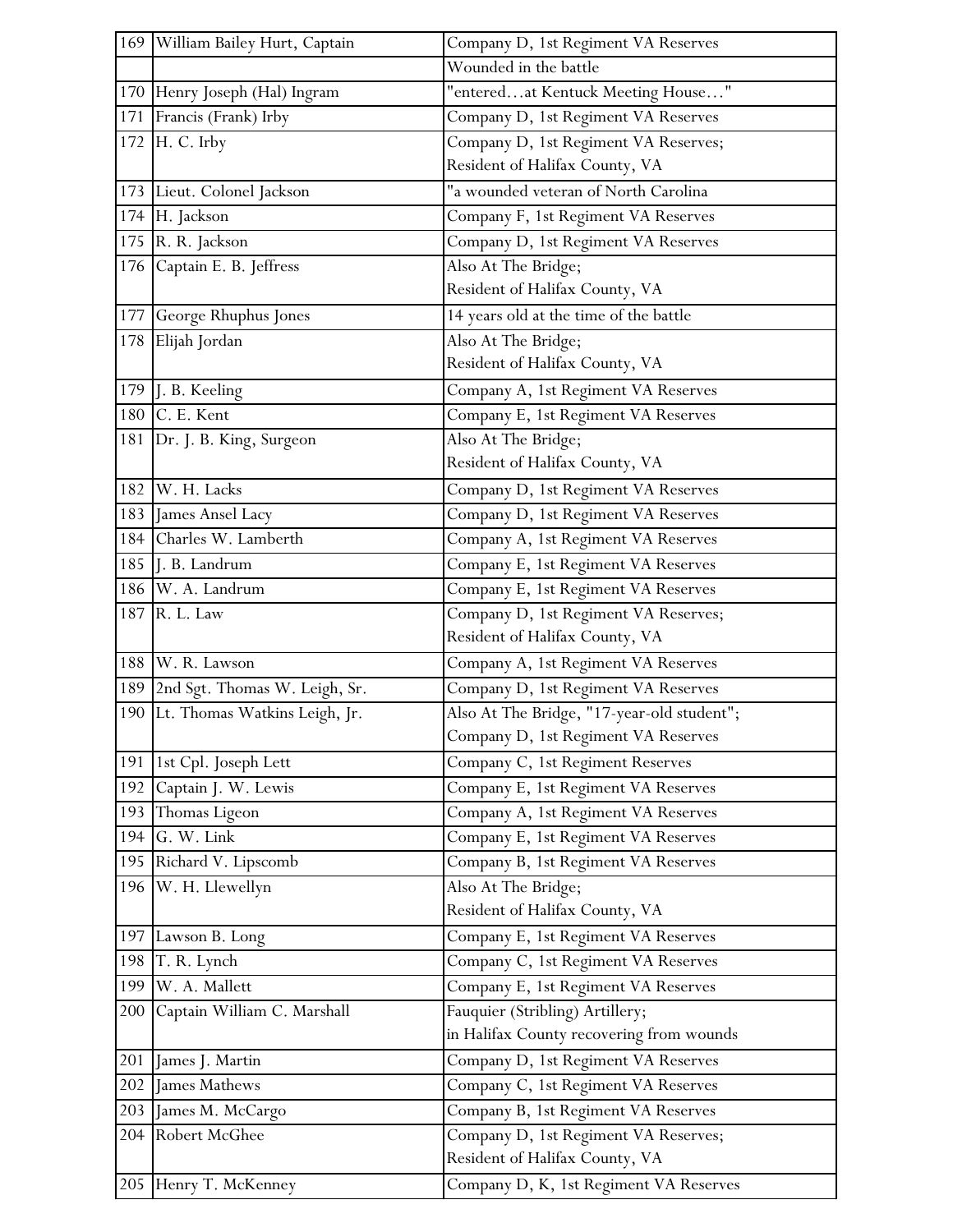| | | |
|---|---|---|
| 169 | William Bailey Hurt, Captain | Company D, 1st Regiment VA Reserves |
| | | Wounded in the battle |
| 170 | Henry Joseph (Hal) Ingram | "entered…at Kentuck Meeting House…" |
| 171 | Francis (Frank) Irby | Company D, 1st Regiment VA Reserves |
| 172 | H. C. Irby | Company D, 1st Regiment VA Reserves; Resident of Halifax County, VA |
| 173 | Lieut. Colonel Jackson | "a wounded veteran of North Carolina |
| 174 | H. Jackson | Company F, 1st Regiment VA Reserves |
| 175 | R. R. Jackson | Company D, 1st Regiment VA Reserves |
| 176 | Captain E. B. Jeffress | Also At The Bridge; Resident of Halifax County, VA |
| 177 | George Rhuphus Jones | 14 years old at the time of the battle |
| 178 | Elijah Jordan | Also At The Bridge; Resident of Halifax County, VA |
| 179 | J. B. Keeling | Company A, 1st Regiment VA Reserves |
| 180 | C. E. Kent | Company E, 1st Regiment VA Reserves |
| 181 | Dr. J. B. King, Surgeon | Also At The Bridge; Resident of Halifax County, VA |
| 182 | W. H. Lacks | Company D, 1st Regiment VA Reserves |
| 183 | James Ansel Lacy | Company D, 1st Regiment VA Reserves |
| 184 | Charles W. Lamberth | Company A, 1st Regiment VA Reserves |
| 185 | J. B. Landrum | Company E, 1st Regiment VA Reserves |
| 186 | W. A. Landrum | Company E, 1st Regiment VA Reserves |
| 187 | R. L. Law | Company D, 1st Regiment VA Reserves; Resident of Halifax County, VA |
| 188 | W. R. Lawson | Company A, 1st Regiment VA Reserves |
| 189 | 2nd Sgt. Thomas W. Leigh, Sr. | Company D, 1st Regiment VA Reserves |
| 190 | Lt. Thomas Watkins Leigh, Jr. | Also At The Bridge, "17-year-old student"; Company D, 1st Regiment VA Reserves |
| 191 | 1st Cpl. Joseph Lett | Company C, 1st Regiment Reserves |
| 192 | Captain J. W. Lewis | Company E, 1st Regiment VA Reserves |
| 193 | Thomas Ligeon | Company A, 1st Regiment VA Reserves |
| 194 | G. W. Link | Company E, 1st Regiment VA Reserves |
| 195 | Richard V. Lipscomb | Company B, 1st Regiment VA Reserves |
| 196 | W. H. Llewellyn | Also At The Bridge; Resident of Halifax County, VA |
| 197 | Lawson B. Long | Company E, 1st Regiment VA Reserves |
| 198 | T. R. Lynch | Company C, 1st Regiment VA Reserves |
| 199 | W. A. Mallett | Company E, 1st Regiment VA Reserves |
| 200 | Captain William C. Marshall | Fauquier (Stribling) Artillery; in Halifax County recovering from wounds |
| 201 | James J. Martin | Company D, 1st Regiment VA Reserves |
| 202 | James Mathews | Company C, 1st Regiment VA Reserves |
| 203 | James M. McCargo | Company B, 1st Regiment VA Reserves |
| 204 | Robert McGhee | Company D, 1st Regiment VA Reserves; Resident of Halifax County, VA |
| 205 | Henry T. McKenney | Company D, K, 1st Regiment VA Reserves |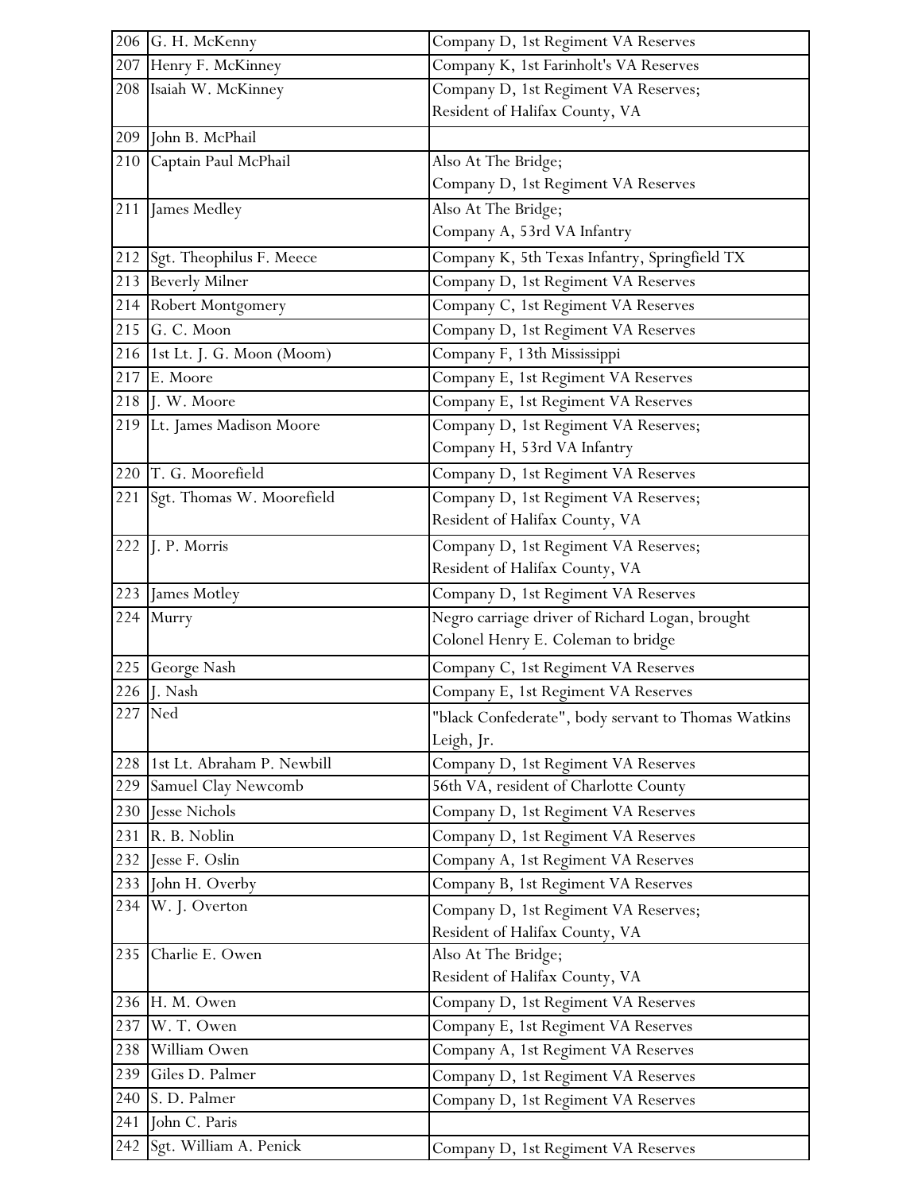| | | |
|---|---|---|
| 206 | G. H. McKenny | Company D, 1st Regiment VA Reserves |
| 207 | Henry F. McKinney | Company K, 1st Farinholt's VA Reserves |
| 208 | Isaiah W. McKinney | Company D, 1st Regiment VA Reserves; Resident of Halifax County, VA |
| 209 | John B. McPhail | |
| 210 | Captain Paul McPhail | Also At The Bridge; Company D, 1st Regiment VA Reserves |
| 211 | James Medley | Also At The Bridge; Company A, 53rd VA Infantry |
| 212 | Sgt. Theophilus F. Meece | Company K, 5th Texas Infantry, Springfield TX |
| 213 | Beverly Milner | Company D, 1st Regiment VA Reserves |
| 214 | Robert Montgomery | Company C, 1st Regiment VA Reserves |
| 215 | G. C. Moon | Company D, 1st Regiment VA Reserves |
| 216 | 1st Lt. J. G. Moon (Moom) | Company F, 13th Mississippi |
| 217 | E. Moore | Company E, 1st Regiment VA Reserves |
| 218 | J. W. Moore | Company E, 1st Regiment VA Reserves |
| 219 | Lt. James Madison Moore | Company D, 1st Regiment VA Reserves; Company H, 53rd VA Infantry |
| 220 | T. G. Moorefield | Company D, 1st Regiment VA Reserves |
| 221 | Sgt. Thomas W. Moorefield | Company D, 1st Regiment VA Reserves; Resident of Halifax County, VA |
| 222 | J. P. Morris | Company D, 1st Regiment VA Reserves; Resident of Halifax County, VA |
| 223 | James Motley | Company D, 1st Regiment VA Reserves |
| 224 | Murry | Negro carriage driver of Richard Logan, brought Colonel Henry E. Coleman to bridge |
| 225 | George Nash | Company C, 1st Regiment VA Reserves |
| 226 | J. Nash | Company E, 1st Regiment VA Reserves |
| 227 | Ned | "black Confederate", body servant to Thomas Watkins Leigh, Jr. |
| 228 | 1st Lt. Abraham P. Newbill | Company D, 1st Regiment VA Reserves |
| 229 | Samuel Clay Newcomb | 56th VA, resident of Charlotte County |
| 230 | Jesse Nichols | Company D, 1st Regiment VA Reserves |
| 231 | R. B. Noblin | Company D, 1st Regiment VA Reserves |
| 232 | Jesse F. Oslin | Company A, 1st Regiment VA Reserves |
| 233 | John H. Overby | Company B, 1st Regiment VA Reserves |
| 234 | W. J. Overton | Company D, 1st Regiment VA Reserves; Resident of Halifax County, VA |
| 235 | Charlie E. Owen | Also At The Bridge; Resident of Halifax County, VA |
| 236 | H. M. Owen | Company D, 1st Regiment VA Reserves |
| 237 | W. T. Owen | Company E, 1st Regiment VA Reserves |
| 238 | William Owen | Company A, 1st Regiment VA Reserves |
| 239 | Giles D. Palmer | Company D, 1st Regiment VA Reserves |
| 240 | S. D. Palmer | Company D, 1st Regiment VA Reserves |
| 241 | John C. Paris | |
| 242 | Sgt. William A. Penick | Company D, 1st Regiment VA Reserves |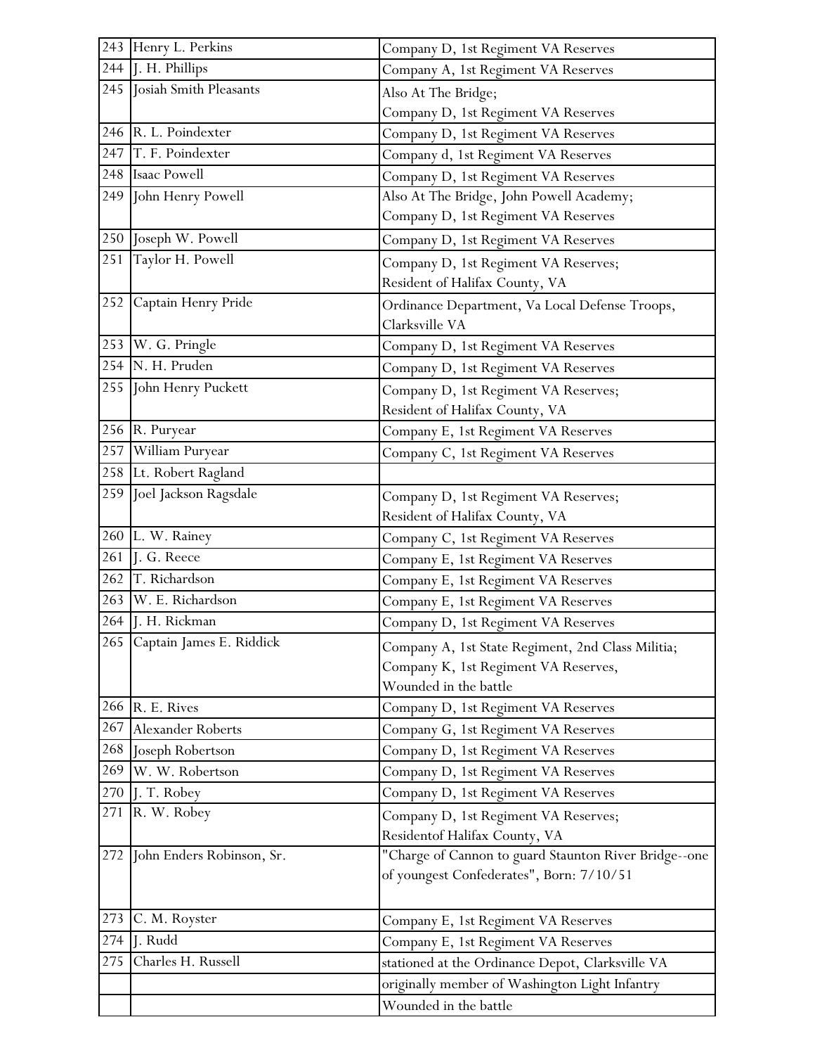| 243 | Henry L. Perkins | Company D, 1st Regiment VA Reserves |
|---|---|---|
| 244 | J. H. Phillips | Company A, 1st Regiment VA Reserves |
| 245 | Josiah Smith Pleasants | Also At The Bridge;<br>Company D, 1st Regiment VA Reserves |
| 246 | R. L. Poindexter | Company D, 1st Regiment VA Reserves |
| 247 | T. F. Poindexter | Company d, 1st Regiment VA Reserves |
| 248 | Isaac Powell | Company D, 1st Regiment VA Reserves |
| 249 | John Henry Powell | Also At The Bridge, John Powell Academy;<br>Company D, 1st Regiment VA Reserves |
| 250 | Joseph W. Powell | Company D, 1st Regiment VA Reserves |
| 251 | Taylor H. Powell | Company D, 1st Regiment VA Reserves;<br>Resident of Halifax County, VA |
| 252 | Captain Henry Pride | Ordinance Department, Va Local Defense Troops,<br>Clarksville VA |
| 253 | W. G. Pringle | Company D, 1st Regiment VA Reserves |
| 254 | N. H. Pruden | Company D, 1st Regiment VA Reserves |
| 255 | John Henry Puckett | Company D, 1st Regiment VA Reserves;<br>Resident of Halifax County, VA |
| 256 | R. Puryear | Company E, 1st Regiment VA Reserves |
| 257 | William Puryear | Company C, 1st Regiment VA Reserves |
| 258 | Lt. Robert Ragland | |
| 259 | Joel Jackson Ragsdale | Company D, 1st Regiment VA Reserves;<br>Resident of Halifax County, VA |
| 260 | L. W. Rainey | Company C, 1st Regiment VA Reserves |
| 261 | J. G. Reece | Company E, 1st Regiment VA Reserves |
| 262 | T. Richardson | Company E, 1st Regiment VA Reserves |
| 263 | W. E. Richardson | Company E, 1st Regiment VA Reserves |
| 264 | J. H. Rickman | Company D, 1st Regiment VA Reserves |
| 265 | Captain James E. Riddick | Company A, 1st State Regiment, 2nd Class Militia;<br>Company K, 1st Regiment VA Reserves,<br>Wounded in the battle |
| 266 | R. E. Rives | Company D, 1st Regiment VA Reserves |
| 267 | Alexander Roberts | Company G, 1st Regiment VA Reserves |
| 268 | Joseph Robertson | Company D, 1st Regiment VA Reserves |
| 269 | W. W. Robertson | Company D, 1st Regiment VA Reserves |
| 270 | J. T. Robey | Company D, 1st Regiment VA Reserves |
| 271 | R. W. Robey | Company D, 1st Regiment VA Reserves;<br>Residentof Halifax County, VA |
| 272 | John Enders Robinson, Sr. | "Charge of Cannon to guard Staunton River Bridge--one of youngest Confederates", Born: 7/10/51 |
| 273 | C. M. Royster | Company E, 1st Regiment VA Reserves |
| 274 | J. Rudd | Company E, 1st Regiment VA Reserves |
| 275 | Charles H. Russell | stationed at the Ordinance Depot, Clarksville VA |
| | | originally member of Washington Light Infantry |
| | | Wounded in the battle |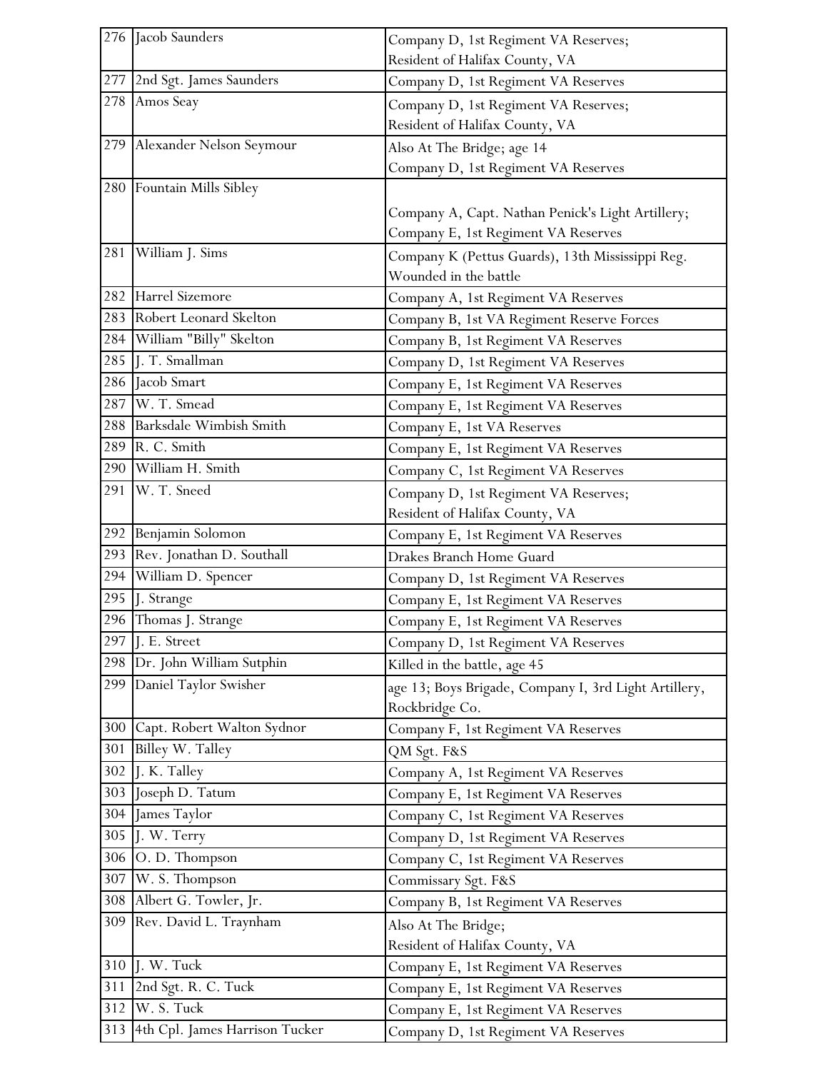| | | |
|---|---|---|
| 276 | Jacob Saunders | Company D, 1st Regiment VA Reserves; Resident of Halifax County, VA |
| 277 | 2nd Sgt. James Saunders | Company D, 1st Regiment VA Reserves |
| 278 | Amos Seay | Company D, 1st Regiment VA Reserves; Resident of Halifax County, VA |
| 279 | Alexander Nelson Seymour | Also At The Bridge; age 14 Company D, 1st Regiment VA Reserves |
| 280 | Fountain Mills Sibley | Company A, Capt. Nathan Penick's Light Artillery; Company E, 1st Regiment VA Reserves |
| 281 | William J. Sims | Company K (Pettus Guards), 13th Mississippi Reg. Wounded in the battle |
| 282 | Harrel Sizemore | Company A, 1st Regiment VA Reserves |
| 283 | Robert Leonard Skelton | Company B, 1st VA Regiment Reserve Forces |
| 284 | William "Billy" Skelton | Company B, 1st Regiment VA Reserves |
| 285 | J. T. Smallman | Company D, 1st Regiment VA Reserves |
| 286 | Jacob Smart | Company E, 1st Regiment VA Reserves |
| 287 | W. T. Smead | Company E, 1st Regiment VA Reserves |
| 288 | Barksdale Wimbish Smith | Company E, 1st VA Reserves |
| 289 | R. C. Smith | Company E, 1st Regiment VA Reserves |
| 290 | William H. Smith | Company C, 1st Regiment VA Reserves |
| 291 | W. T. Sneed | Company D, 1st Regiment VA Reserves; Resident of Halifax County, VA |
| 292 | Benjamin Solomon | Company E, 1st Regiment VA Reserves |
| 293 | Rev. Jonathan D. Southall | Drakes Branch Home Guard |
| 294 | William D. Spencer | Company D, 1st Regiment VA Reserves |
| 295 | J. Strange | Company E, 1st Regiment VA Reserves |
| 296 | Thomas J. Strange | Company E, 1st Regiment VA Reserves |
| 297 | J. E. Street | Company D, 1st Regiment VA Reserves |
| 298 | Dr. John William Sutphin | Killed in the battle, age 45 |
| 299 | Daniel Taylor Swisher | age 13; Boys Brigade, Company I, 3rd Light Artillery, Rockbridge Co. |
| 300 | Capt. Robert Walton Sydnor | Company F, 1st Regiment VA Reserves |
| 301 | Billey W. Talley | QM Sgt. F&S |
| 302 | J. K. Talley | Company A, 1st Regiment VA Reserves |
| 303 | Joseph D. Tatum | Company E, 1st Regiment VA Reserves |
| 304 | James Taylor | Company C, 1st Regiment VA Reserves |
| 305 | J. W. Terry | Company D, 1st Regiment VA Reserves |
| 306 | O. D. Thompson | Company C, 1st Regiment VA Reserves |
| 307 | W. S. Thompson | Commissary Sgt. F&S |
| 308 | Albert G. Towler, Jr. | Company B, 1st Regiment VA Reserves |
| 309 | Rev. David L. Traynham | Also At The Bridge; Resident of Halifax County, VA |
| 310 | J. W. Tuck | Company E, 1st Regiment VA Reserves |
| 311 | 2nd Sgt. R. C. Tuck | Company E, 1st Regiment VA Reserves |
| 312 | W. S. Tuck | Company E, 1st Regiment VA Reserves |
| 313 | 4th Cpl. James Harrison Tucker | Company D, 1st Regiment VA Reserves |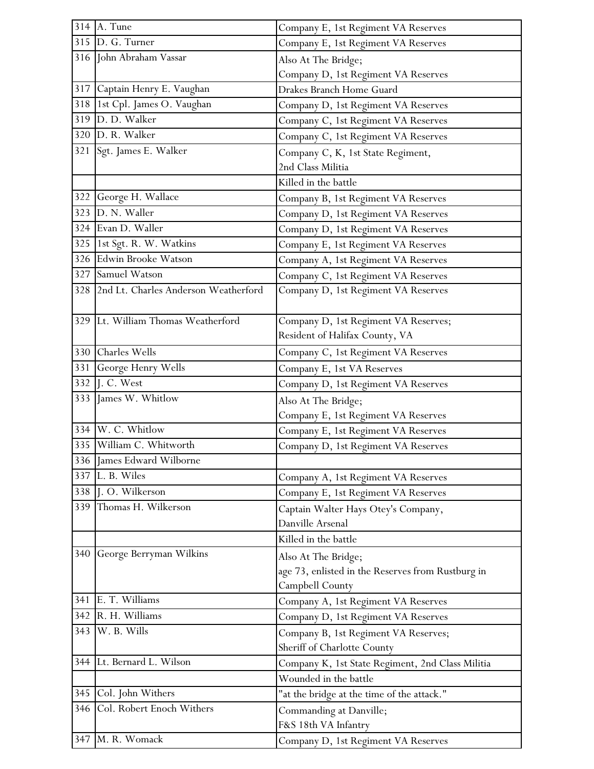| | | |
|---|---|---|
| 314 | A. Tune | Company E, 1st Regiment VA Reserves |
| 315 | D. G. Turner | Company E, 1st Regiment VA Reserves |
| 316 | John Abraham Vassar | Also At The Bridge;<br>Company D, 1st Regiment VA Reserves |
| 317 | Captain Henry E. Vaughan | Drakes Branch Home Guard |
| 318 | 1st Cpl. James O. Vaughan | Company D, 1st Regiment VA Reserves |
| 319 | D. D. Walker | Company C, 1st Regiment VA Reserves |
| 320 | D. R. Walker | Company C, 1st Regiment VA Reserves |
| 321 | Sgt. James E. Walker | Company C, K, 1st State Regiment,<br>2nd Class Militia |
| | | Killed in the battle |
| 322 | George H. Wallace | Company B, 1st Regiment VA Reserves |
| 323 | D. N. Waller | Company D, 1st Regiment VA Reserves |
| 324 | Evan D. Waller | Company D, 1st Regiment VA Reserves |
| 325 | 1st Sgt. R. W. Watkins | Company E, 1st Regiment VA Reserves |
| 326 | Edwin Brooke Watson | Company A, 1st Regiment VA Reserves |
| 327 | Samuel Watson | Company C, 1st Regiment VA Reserves |
| 328 | 2nd Lt. Charles Anderson Weatherford | Company D, 1st Regiment VA Reserves |
| 329 | Lt. William Thomas Weatherford | Company D, 1st Regiment VA Reserves;<br>Resident of Halifax County, VA |
| 330 | Charles Wells | Company C, 1st Regiment VA Reserves |
| 331 | George Henry Wells | Company E, 1st VA Reserves |
| 332 | J. C. West | Company D, 1st Regiment VA Reserves |
| 333 | James W. Whitlow | Also At The Bridge;<br>Company E, 1st Regiment VA Reserves |
| 334 | W. C. Whitlow | Company E, 1st Regiment VA Reserves |
| 335 | William C. Whitworth | Company D, 1st Regiment VA Reserves |
| 336 | James Edward Wilborne | |
| 337 | L. B. Wiles | Company A, 1st Regiment VA Reserves |
| 338 | J. O. Wilkerson | Company E, 1st Regiment VA Reserves |
| 339 | Thomas H. Wilkerson | Captain Walter Hays Otey's Company,<br>Danville Arsenal |
| | | Killed in the battle |
| 340 | George Berryman Wilkins | Also At The Bridge;<br>age 73, enlisted in the Reserves from Rustburg in Campbell County |
| 341 | E. T. Williams | Company A, 1st Regiment VA Reserves |
| 342 | R. H. Williams | Company D, 1st Regiment VA Reserves |
| 343 | W. B. Wills | Company B, 1st Regiment VA Reserves;<br>Sheriff of Charlotte County |
| 344 | Lt. Bernard L. Wilson | Company K, 1st State Regiment, 2nd Class Militia |
| | | Wounded in the battle |
| 345 | Col. John Withers | "at the bridge at the time of the attack." |
| 346 | Col. Robert Enoch Withers | Commanding at Danville;<br>F&S 18th VA Infantry |
| 347 | M. R. Womack | Company D, 1st Regiment VA Reserves |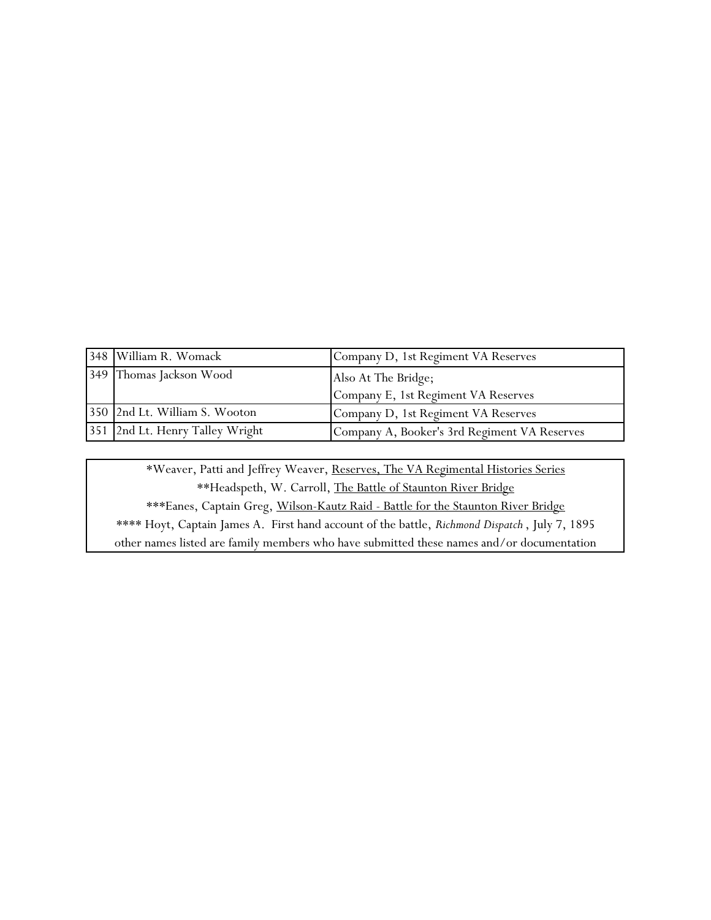| | | |
|---|---|---|
| 348 | William R. Womack | Company D, 1st Regiment VA Reserves |
| 349 | Thomas Jackson Wood | Also At The Bridge;<br>Company E, 1st Regiment VA Reserves |
| 350 | 2nd Lt. William S. Wooton | Company D, 1st Regiment VA Reserves |
| 351 | 2nd Lt. Henry Talley Wright | Company A, Booker's 3rd Regiment VA Reserves |

*Weaver, Patti and Jeffrey Weaver, Reserves, The VA Regimental Histories Series

**Headspeth, W. Carroll, The Battle of Staunton River Bridge

***Eanes, Captain Greg, Wilson-Kautz Raid - Battle for the Staunton River Bridge

**** Hoyt, Captain James A. First hand account of the battle, *Richmond Dispatch* , July 7, 1895

other names listed are family members who have submitted these names and/or documentation